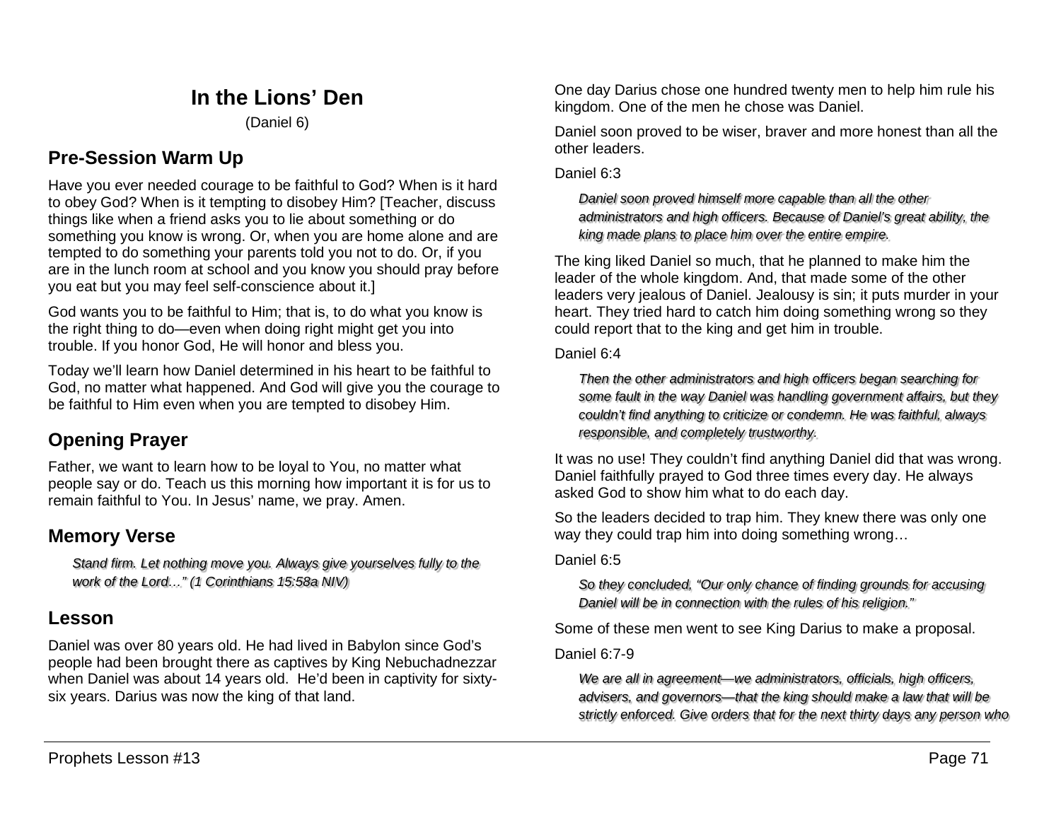# In the Lions' Den

(Daniel 6)

## Pre-Session Warm Up

Have you ever needed courage to be faithful to God? When is it hard to obey God? When is it tempting to disobey Him? [Teacher, discuss things like when a friend asks you to lie about something or do something you know is wrong. Or, when you are home alone and are tempted to do something your parents told you not to do. Or, if you are in the lunch room at school and you know you should pray before you eat but you may feel self-conscience about it.]

God wants you to be faithful to Him; that is, to do what you know is the right thing to do—even when doing right might get you into trouble. If you honor God, He will honor and bless you.

Today we'll learn how Daniel determined in his heart to be faithful to God, no matter what happened. And God will give you the courage to be faithful to Him even when you are tempted to disobey Him.

## Opening Prayer

Father, we want to learn how to be loyal to You, no matter what people say or do. Teach us this morning how important it is for us to remain faithful to You. In Jesus' name, we pray. Amen.

## Memory Verse

> *Stand firm. Let nothing move you. Always give yourselves fully to the work of the Lord…" (1 Corinthians 15:58a NIV)*

## Lesson

Daniel was over 80 years old. He had lived in Babylon since God's people had been brought there as captives by King Nebuchadnezzar when Daniel was about 14 years old. He'd been in captivity for sixty-six years. Darius was now the king of that land.

One day Darius chose one hundred twenty men to help him rule his kingdom. One of the men he chose was Daniel.

Daniel soon proved to be wiser, braver and more honest than all the other leaders.

Daniel 6:3

> *Daniel soon proved himself more capable than all the other administrators and high officers. Because of Daniel's great ability, the king made plans to place him over the entire empire.*

The king liked Daniel so much, that he planned to make him the leader of the whole kingdom. And, that made some of the other leaders very jealous of Daniel. Jealousy is sin; it puts murder in your heart. They tried hard to catch him doing something wrong so they could report that to the king and get him in trouble.

Daniel 6:4

> *Then the other administrators and high officers began searching for some fault in the way Daniel was handling government affairs, but they couldn't find anything to criticize or condemn. He was faithful, always responsible, and completely trustworthy.*

It was no use! They couldn't find anything Daniel did that was wrong. Daniel faithfully prayed to God three times every day. He always asked God to show him what to do each day.

So the leaders decided to trap him. They knew there was only one way they could trap him into doing something wrong…

Daniel 6:5

> *So they concluded, "Our only chance of finding grounds for accusing Daniel will be in connection with the rules of his religion."*

Some of these men went to see King Darius to make a proposal.

Daniel 6:7-9

> *We are all in agreement—we administrators, officials, high officers, advisers, and governors—that the king should make a law that will be strictly enforced. Give orders that for the next thirty days any person who*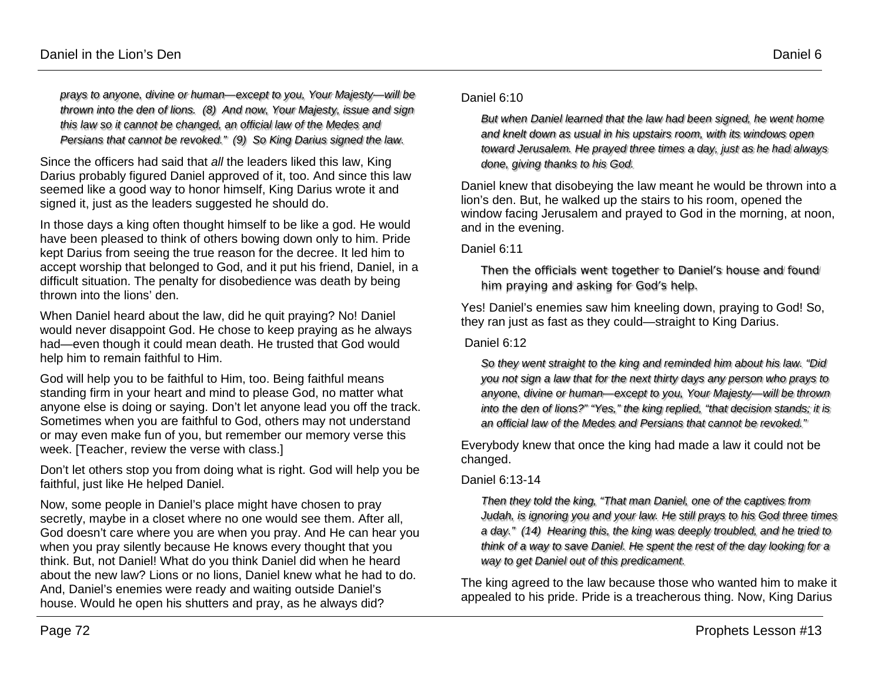> *prays to anyone, divine or human—except to you, Your Majesty—will be thrown into the den of lions. (8) And now, Your Majesty, issue and sign this law so it cannot be changed, an official law of the Medes and Persians that cannot be revoked." (9) So King Darius signed the law.*

Since the officers had said that *all* the leaders liked this law, King Darius probably figured Daniel approved of it, too. And since this law seemed like a good way to honor himself, King Darius wrote it and signed it, just as the leaders suggested he should do.

In those days a king often thought himself to be like a god. He would have been pleased to think of others bowing down only to him. Pride kept Darius from seeing the true reason for the decree. It led him to accept worship that belonged to God, and it put his friend, Daniel, in a difficult situation. The penalty for disobedience was death by being thrown into the lions' den.

When Daniel heard about the law, did he quit praying? No! Daniel would never disappoint God. He chose to keep praying as he always had—even though it could mean death. He trusted that God would help him to remain faithful to Him.

God will help you to be faithful to Him, too. Being faithful means standing firm in your heart and mind to please God, no matter what anyone else is doing or saying. Don't let anyone lead you off the track. Sometimes when you are faithful to God, others may not understand or may even make fun of you, but remember our memory verse this week. [Teacher, review the verse with class.]

Don't let others stop you from doing what is right. God will help you be faithful, just like He helped Daniel.

Now, some people in Daniel's place might have chosen to pray secretly, maybe in a closet where no one would see them. After all, God doesn't care where you are when you pray. And He can hear you when you pray silently because He knows every thought that you think. But, not Daniel! What do you think Daniel did when he heard about the new law? Lions or no lions, Daniel knew what he had to do. And, Daniel's enemies were ready and waiting outside Daniel's house. Would he open his shutters and pray, as he always did?

Daniel 6:10

> *But when Daniel learned that the law had been signed, he went home and knelt down as usual in his upstairs room, with its windows open toward Jerusalem. He prayed three times a day, just as he had always done, giving thanks to his God.*

Daniel knew that disobeying the law meant he would be thrown into a lion's den. But, he walked up the stairs to his room, opened the window facing Jerusalem and prayed to God in the morning, at noon, and in the evening.

Daniel 6:11

> Then the officials went together to Daniel's house and found him praying and asking for God's help.

Yes! Daniel's enemies saw him kneeling down, praying to God! So, they ran just as fast as they could—straight to King Darius.

Daniel 6:12

> *So they went straight to the king and reminded him about his law. "Did you not sign a law that for the next thirty days any person who prays to anyone, divine or human—except to you, Your Majesty—will be thrown into the den of lions?" "Yes," the king replied, "that decision stands; it is an official law of the Medes and Persians that cannot be revoked."*

Everybody knew that once the king had made a law it could not be changed.

Daniel 6:13-14

> *Then they told the king, "That man Daniel, one of the captives from Judah, is ignoring you and your law. He still prays to his God three times a day." (14) Hearing this, the king was deeply troubled, and he tried to think of a way to save Daniel. He spent the rest of the day looking for a way to get Daniel out of this predicament.*

The king agreed to the law because those who wanted him to make it appealed to his pride. Pride is a treacherous thing. Now, King Darius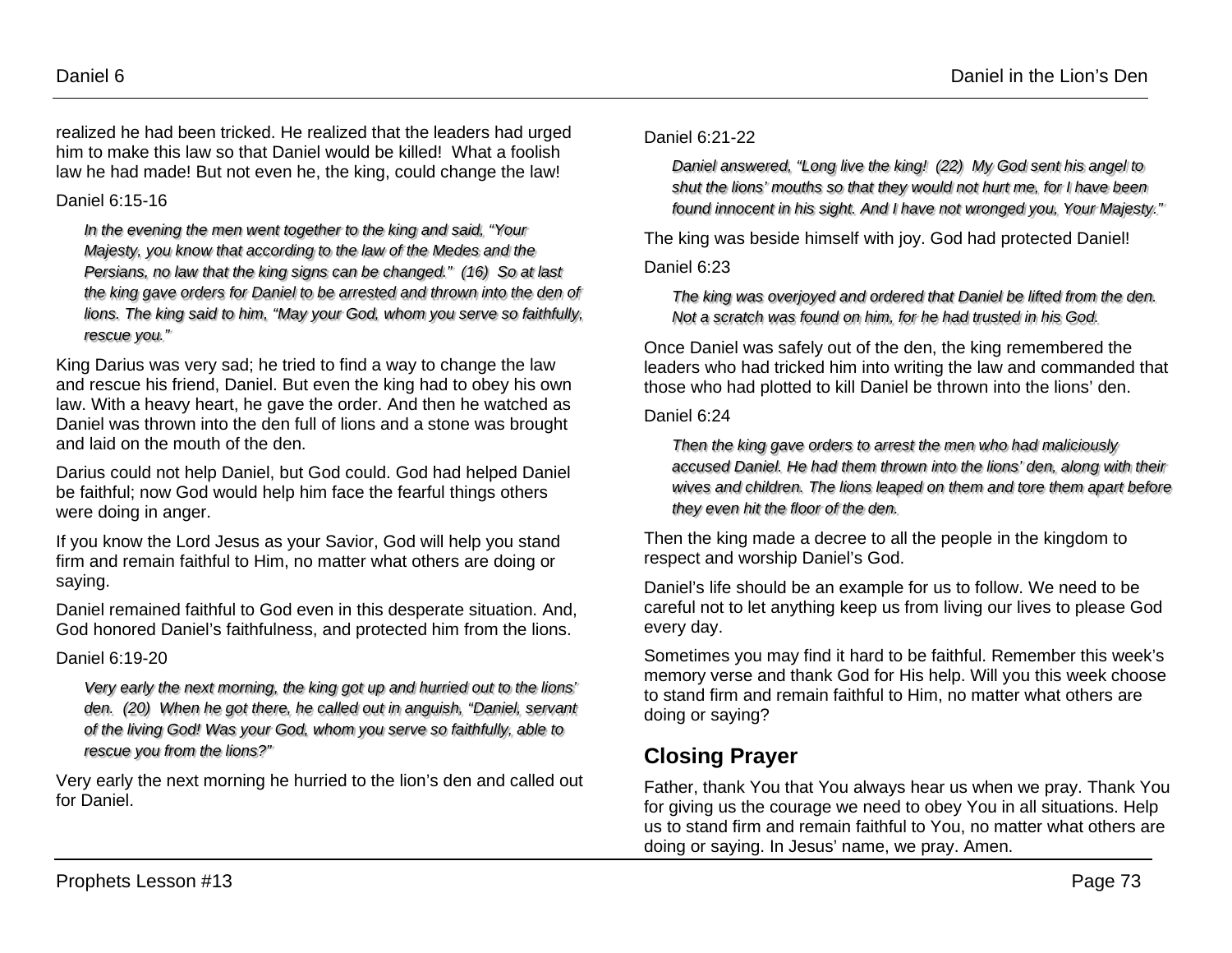realized he had been tricked. He realized that the leaders had urged him to make this law so that Daniel would be killed! What a foolish law he had made! But not even he, the king, could change the law!

Daniel 6:15-16

> *In the evening the men went together to the king and said, "Your Majesty, you know that according to the law of the Medes and the Persians, no law that the king signs can be changed." (16) So at last the king gave orders for Daniel to be arrested and thrown into the den of lions. The king said to him, "May your God, whom you serve so faithfully, rescue you."*

King Darius was very sad; he tried to find a way to change the law and rescue his friend, Daniel. But even the king had to obey his own law. With a heavy heart, he gave the order. And then he watched as Daniel was thrown into the den full of lions and a stone was brought and laid on the mouth of the den.

Darius could not help Daniel, but God could. God had helped Daniel be faithful; now God would help him face the fearful things others were doing in anger.

If you know the Lord Jesus as your Savior, God will help you stand firm and remain faithful to Him, no matter what others are doing or saying.

Daniel remained faithful to God even in this desperate situation. And, God honored Daniel's faithfulness, and protected him from the lions.

Daniel 6:19-20

> *Very early the next morning, the king got up and hurried out to the lions' den. (20) When he got there, he called out in anguish, "Daniel, servant of the living God! Was your God, whom you serve so faithfully, able to rescue you from the lions?"*

Very early the next morning he hurried to the lion's den and called out for Daniel.

Daniel 6:21-22

> *Daniel answered, "Long live the king! (22) My God sent his angel to shut the lions' mouths so that they would not hurt me, for I have been found innocent in his sight. And I have not wronged you, Your Majesty."*

The king was beside himself with joy. God had protected Daniel!

Daniel 6:23

> *The king was overjoyed and ordered that Daniel be lifted from the den. Not a scratch was found on him, for he had trusted in his God.*

Once Daniel was safely out of the den, the king remembered the leaders who had tricked him into writing the law and commanded that those who had plotted to kill Daniel be thrown into the lions' den.

Daniel 6:24

> *Then the king gave orders to arrest the men who had maliciously accused Daniel. He had them thrown into the lions' den, along with their wives and children. The lions leaped on them and tore them apart before they even hit the floor of the den.*

Then the king made a decree to all the people in the kingdom to respect and worship Daniel's God.

Daniel's life should be an example for us to follow. We need to be careful not to let anything keep us from living our lives to please God every day.

Sometimes you may find it hard to be faithful. Remember this week's memory verse and thank God for His help. Will you this week choose to stand firm and remain faithful to Him, no matter what others are doing or saying?

## Closing Prayer

Father, thank You that You always hear us when we pray. Thank You for giving us the courage we need to obey You in all situations. Help us to stand firm and remain faithful to You, no matter what others are doing or saying. In Jesus' name, we pray. Amen.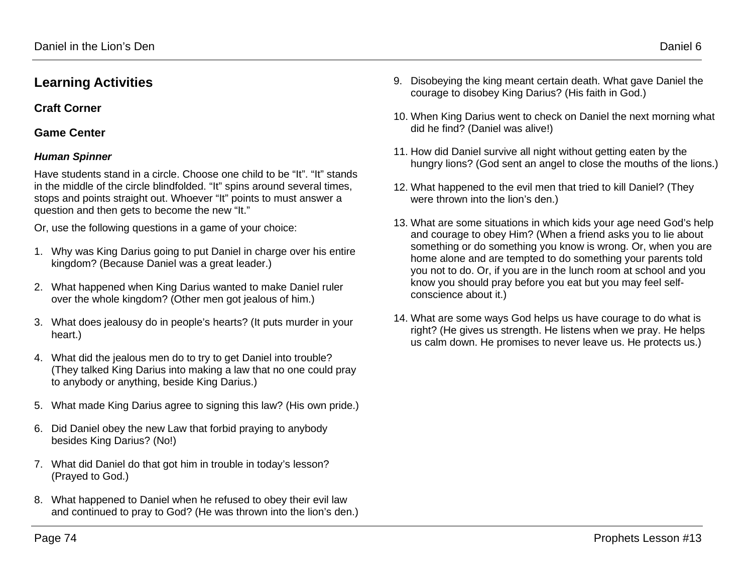## Learning Activities

### Craft Corner

### Game Center

#### ***Human Spinner***

Have students stand in a circle. Choose one child to be “It”. “It” stands in the middle of the circle blindfolded. “It” spins around several times, stops and points straight out. Whoever “It” points to must answer a question and then gets to become the new “It.”

Or, use the following questions in a game of your choice:

1. Why was King Darius going to put Daniel in charge over his entire kingdom? (Because Daniel was a great leader.)
2. What happened when King Darius wanted to make Daniel ruler over the whole kingdom? (Other men got jealous of him.)
3. What does jealousy do in people’s hearts? (It puts murder in your heart.)
4. What did the jealous men do to try to get Daniel into trouble? (They talked King Darius into making a law that no one could pray to anybody or anything, beside King Darius.)
5. What made King Darius agree to signing this law? (His own pride.)
6. Did Daniel obey the new Law that forbid praying to anybody besides King Darius? (No!)
7. What did Daniel do that got him in trouble in today’s lesson? (Prayed to God.)
8. What happened to Daniel when he refused to obey their evil law and continued to pray to God? (He was thrown into the lion’s den.)
9. Disobeying the king meant certain death. What gave Daniel the courage to disobey King Darius? (His faith in God.)
10. When King Darius went to check on Daniel the next morning what did he find? (Daniel was alive!)
11. How did Daniel survive all night without getting eaten by the hungry lions? (God sent an angel to close the mouths of the lions.)
12. What happened to the evil men that tried to kill Daniel? (They were thrown into the lion’s den.)
13. What are some situations in which kids your age need God’s help and courage to obey Him? (When a friend asks you to lie about something or do something you know is wrong. Or, when you are home alone and are tempted to do something your parents told you not to do. Or, if you are in the lunch room at school and you know you should pray before you eat but you may feel self-conscience about it.)
14. What are some ways God helps us have courage to do what is right? (He gives us strength. He listens when we pray. He helps us calm down. He promises to never leave us. He protects us.)